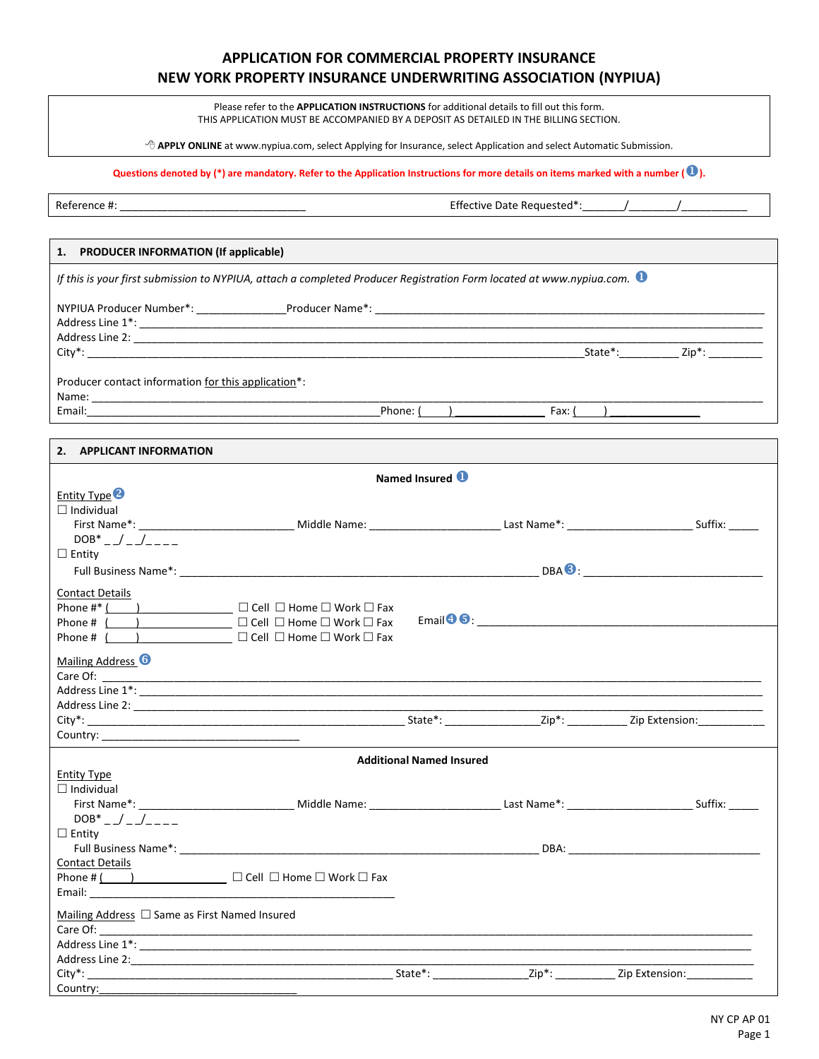# APPLICATION FOR COMMERCIAL PROPERTY INSURANCE
# NEW YORK PROPERTY INSURANCE UNDERWRITING ASSOCIATION (NYPIUA)

Please refer to the **APPLICATION INSTRUCTIONS** for additional details to fill out this form.
THIS APPLICATION MUST BE ACCOMPANIED BY A DEPOSIT AS DETAILED IN THE BILLING SECTION.

**APPLY ONLINE** at www.nypiua.com, select Applying for Insurance, select Application and select Automatic Submission.

**Questions denoted by (*) are mandatory. Refer to the Application Instructions for more details on items marked with a number (1).**

Reference #: ______________________________ Effective Date Requested*:______/_______/__________

## 1. PRODUCER INFORMATION (If applicable)

*If this is your first submission to NYPIUA, attach a completed Producer Registration Form located at www.nypiua.com.* (1)

NYPIUA Producer Number*: ______________ Producer Name*: ______________________________

Address Line 1*: ______________________________

Address Line 2: ______________________________

City*: ______________________________ State*:__________ Zip*: _________

Producer contact information for this application*:

Name: ______________________________

Email:______________________________ Phone: (____) ______________ Fax: (____) ______________

## 2. APPLICANT INFORMATION

**Named Insured** (1)

Entity Type (2)

☐ Individual

First Name*: ________________ Middle Name: ________________ Last Name*: ________________ Suffix: _____

DOB* _ _/ _ _/_ _ _ _

☐ Entity

Full Business Name*: ______________________________ DBA (3): ______________________________

Contact Details

Phone #* (____)______________ ☐ Cell ☐ Home ☐ Work ☐ Fax

Phone # (____)______________ ☐ Cell ☐ Home ☐ Work ☐ Fax

Phone # (____)______________ ☐ Cell ☐ Home ☐ Work ☐ Fax

Email (4) (5): ______________________________

Mailing Address (6)

Care Of: ______________________________

Address Line 1*: ______________________________

Address Line 2: ______________________________

City*: ______________________________ State*: _______________Zip*: _________ Zip Extension:__________

Country: ______________________________

**Additional Named Insured**

Entity Type

☐ Individual

First Name*: ________________ Middle Name: ________________ Last Name*: ________________ Suffix: _____

DOB* _ _/ _ _/_ _ _ _

☐ Entity

Full Business Name*: ______________________________ DBA: ______________________________

Contact Details

Phone # (____)______________ ☐ Cell ☐ Home ☐ Work ☐ Fax

Email: ______________________________

Mailing Address ☐ Same as First Named Insured

Care Of: ______________________________

Address Line 1*: ______________________________

Address Line 2:______________________________

City*: ______________________________ State*: _______________Zip*: _________ Zip Extension:__________

Country:______________________________

NY CP AP 01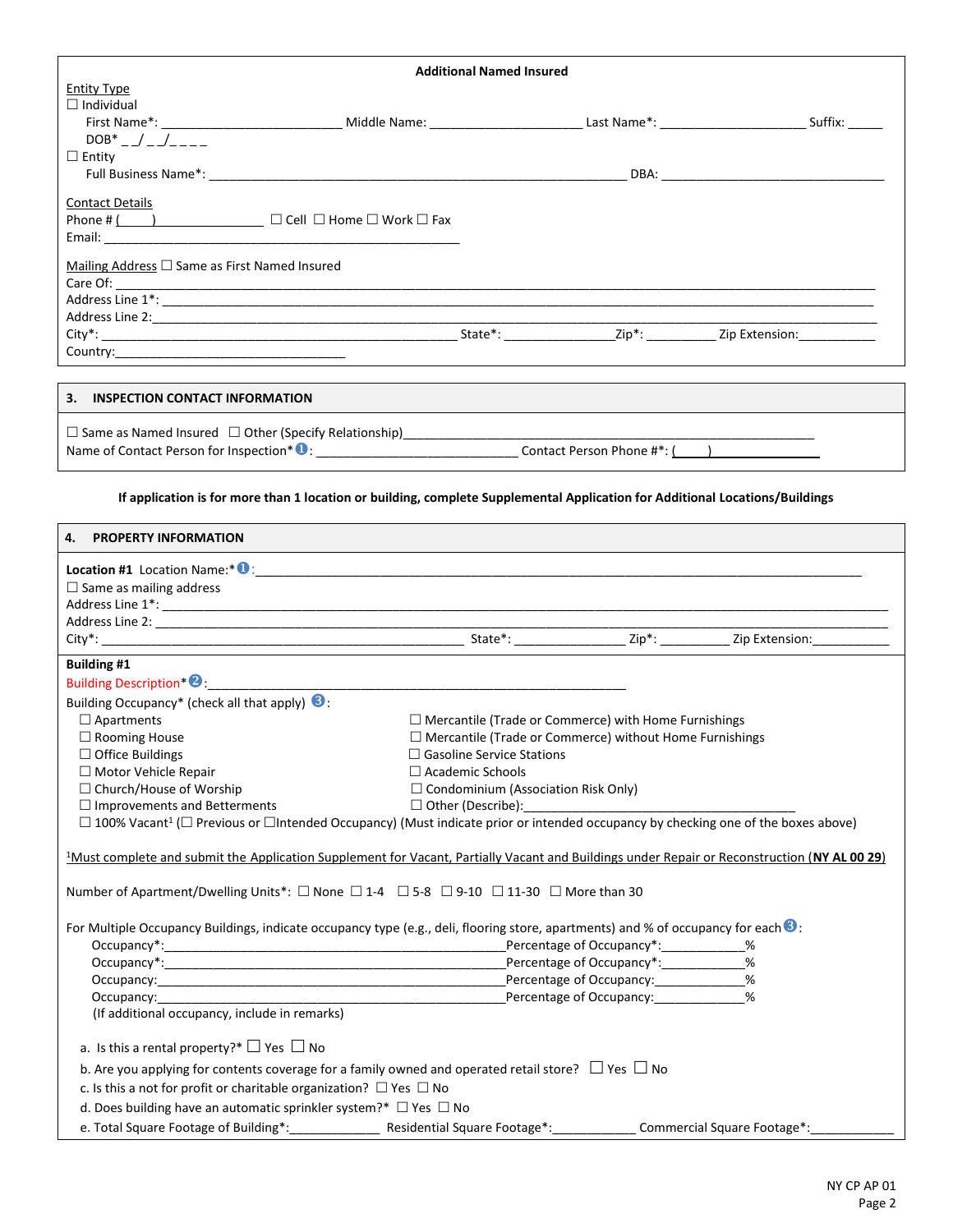### Additional Named Insured

Entity Type

☐ Individual

First Name*: ________________________ Middle Name: _____________________ Last Name*: ____________________ Suffix: _____

DOB* _ _/ _ _/_ _ _ _

☐ Entity

Full Business Name*: ________________________________________________________ DBA: ______________________________

Contact Details

Phone # (____) _______________ ☐ Cell ☐ Home ☐ Work ☐ Fax

Email: ________________________________________________

Mailing Address ☐ Same as First Named Insured

Care Of: ______________________________________________________________________________________________

Address Line 1*: _________________________________________________________________________________________

Address Line 2:__________________________________________________________________________________________

City*: ________________________________________________ State*: ______________Zip*: _________ Zip Extension:__________

Country:_______________________________

## 3. INSPECTION CONTACT INFORMATION

☐ Same as Named Insured ☐ Other (Specify Relationship)________________________________________________________

Name of Contact Person for Inspection* ❶: ___________________________ Contact Person Phone #*: (____)________________

**If application is for more than 1 location or building, complete Supplemental Application for Additional Locations/Buildings**

## 4. PROPERTY INFORMATION

**Location #1** Location Name:* ❶: ___________________________________________________________________________________

☐ Same as mailing address

Address Line 1*: _________________________________________________________________________________________

Address Line 2: __________________________________________________________________________________________

City*: __________________________________________________ State*: _______________ Zip*: _________ Zip Extension:__________

**Building #1**

Building Description* ❷: _______________________________________________________

Building Occupancy* (check all that apply) ❸:

- ☐ Apartments
- ☐ Rooming House
- ☐ Office Buildings
- ☐ Motor Vehicle Repair
- ☐ Church/House of Worship
- ☐ Improvements and Betterments
- ☐ Mercantile (Trade or Commerce) with Home Furnishings
- ☐ Mercantile (Trade or Commerce) without Home Furnishings
- ☐ Gasoline Service Stations
- ☐ Academic Schools
- ☐ Condominium (Association Risk Only)
- ☐ Other (Describe):_____________________________________

☐ 100% Vacant[1] (☐ Previous or ☐Intended Occupancy) (Must indicate prior or intended occupancy by checking one of the boxes above)

[1]Must complete and submit the Application Supplement for Vacant, Partially Vacant and Buildings under Repair or Reconstruction (**NY AL 00 29**)

Number of Apartment/Dwelling Units*: ☐ None ☐ 1-4 ☐ 5-8 ☐ 9-10 ☐ 11-30 ☐ More than 30

For Multiple Occupancy Buildings, indicate occupancy type (e.g., deli, flooring store, apartments) and % of occupancy for each ❸:

Occupancy*:_______________________________________________Percentage of Occupancy*:___________%

Occupancy*:_______________________________________________Percentage of Occupancy*:___________%

Occupancy:________________________________________________Percentage of Occupancy:____________%

Occupancy:________________________________________________Percentage of Occupancy:____________%

(If additional occupancy, include in remarks)

a. Is this a rental property?* ☐ Yes ☐ No

b. Are you applying for contents coverage for a family owned and operated retail store? ☐ Yes ☐ No

c. Is this a not for profit or charitable organization? ☐ Yes ☐ No

d. Does building have an automatic sprinkler system?* ☐ Yes ☐ No

e. Total Square Footage of Building*:____________ Residential Square Footage*:___________ Commercial Square Footage*:___________

NY CP AP 01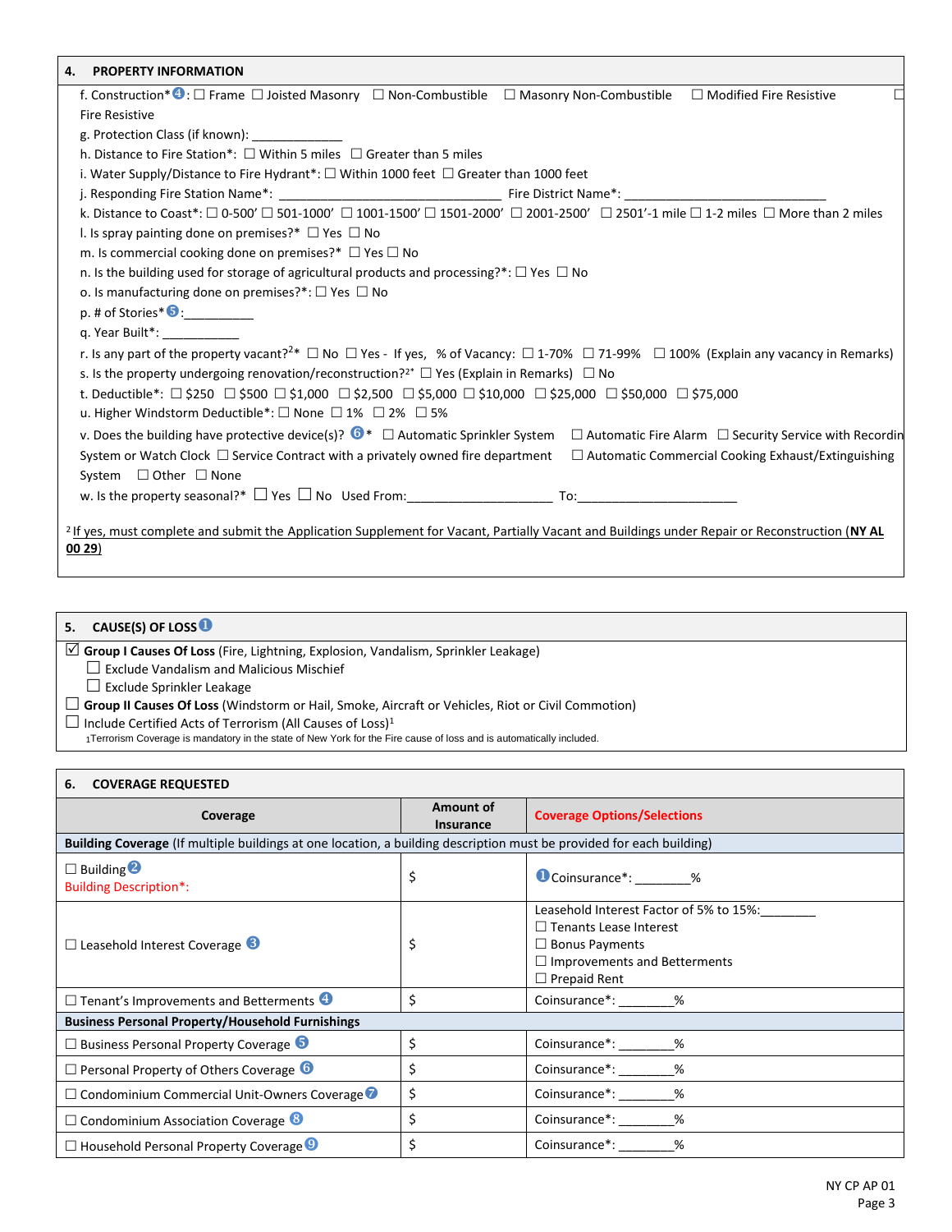## 4. PROPERTY INFORMATION

f. Construction* ❹: ☐ Frame ☐ Joisted Masonry ☐ Non-Combustible ☐ Masonry Non-Combustible ☐ Modified Fire Resistive ☐ Fire Resistive

g. Protection Class (if known): _____________

h. Distance to Fire Station*: ☐ Within 5 miles ☐ Greater than 5 miles

i. Water Supply/Distance to Fire Hydrant*: ☐ Within 1000 feet ☐ Greater than 1000 feet

j. Responding Fire Station Name*: _________________________________ Fire District Name*: _____________________________

k. Distance to Coast*: ☐ 0-500' ☐ 501-1000' ☐ 1001-1500' ☐ 1501-2000' ☐ 2001-2500' ☐ 2501'-1 mile ☐ 1-2 miles ☐ More than 2 miles

l. Is spray painting done on premises?* ☐ Yes ☐ No

m. Is commercial cooking done on premises?* ☐ Yes ☐ No

n. Is the building used for storage of agricultural products and processing?*: ☐ Yes ☐ No

o. Is manufacturing done on premises?*: ☐ Yes ☐ No

p. # of Stories* ❺:__________

q. Year Built*: ___________

r. Is any part of the property vacant?[2]* ☐ No ☐ Yes - If yes, % of Vacancy: ☐ 1-70% ☐ 71-99% ☐ 100% (Explain any vacancy in Remarks)

s. Is the property undergoing renovation/reconstruction?[2]* ☐ Yes (Explain in Remarks) ☐ No

t. Deductible*: ☐ $250 ☐ $500 ☐ $1,000 ☐ $2,500 ☐ $5,000 ☐ $10,000 ☐ $25,000 ☐ $50,000 ☐ $75,000

u. Higher Windstorm Deductible*: ☐ None ☐ 1% ☐ 2% ☐ 5%

v. Does the building have protective device(s)? ❻* ☐ Automatic Sprinkler System ☐ Automatic Fire Alarm ☐ Security Service with Recording System or Watch Clock ☐ Service Contract with a privately owned fire department ☐ Automatic Commercial Cooking Exhaust/Extinguishing System ☐ Other ☐ None

w. Is the property seasonal?* ☐ Yes ☐ No Used From:_____________________ To:_______________________

[2] If yes, must complete and submit the Application Supplement for Vacant, Partially Vacant and Buildings under Repair or Reconstruction (**NY AL 00 29**)

## 5. CAUSE(S) OF LOSS ❶

☑ **Group I Causes Of Loss** (Fire, Lightning, Explosion, Vandalism, Sprinkler Leakage)

- ☐ Exclude Vandalism and Malicious Mischief
- ☐ Exclude Sprinkler Leakage

☐ **Group II Causes Of Loss** (Windstorm or Hail, Smoke, Aircraft or Vehicles, Riot or Civil Commotion)

☐ Include Certified Acts of Terrorism (All Causes of Loss)[1]

[1] Terrorism Coverage is mandatory in the state of New York for the Fire cause of loss and is automatically included.

## 6. COVERAGE REQUESTED

| Coverage | Amount of Insurance | Coverage Options/Selections |
|---|---|---|
| **Building Coverage** (If multiple buildings at one location, a building description must be provided for each building) | | |
| ☐ Building ❷<br>Building Description*: | $ | ❶ Coinsurance*: ________% |
| ☐ Leasehold Interest Coverage ❸ | $ | Leasehold Interest Factor of 5% to 15%:________<br>☐ Tenants Lease Interest<br>☐ Bonus Payments<br>☐ Improvements and Betterments<br>☐ Prepaid Rent |
| ☐ Tenant's Improvements and Betterments ❹ | $ | Coinsurance*: ________% |
| **Business Personal Property/Household Furnishings** | | |
| ☐ Business Personal Property Coverage ❺ | $ | Coinsurance*: ________% |
| ☐ Personal Property of Others Coverage ❻ | $ | Coinsurance*: ________% |
| ☐ Condominium Commercial Unit-Owners Coverage ❼ | $ | Coinsurance*: ________% |
| ☐ Condominium Association Coverage ❽ | $ | Coinsurance*: ________% |
| ☐ Household Personal Property Coverage ❾ | $ | Coinsurance*: ________% |

NY CP AP 01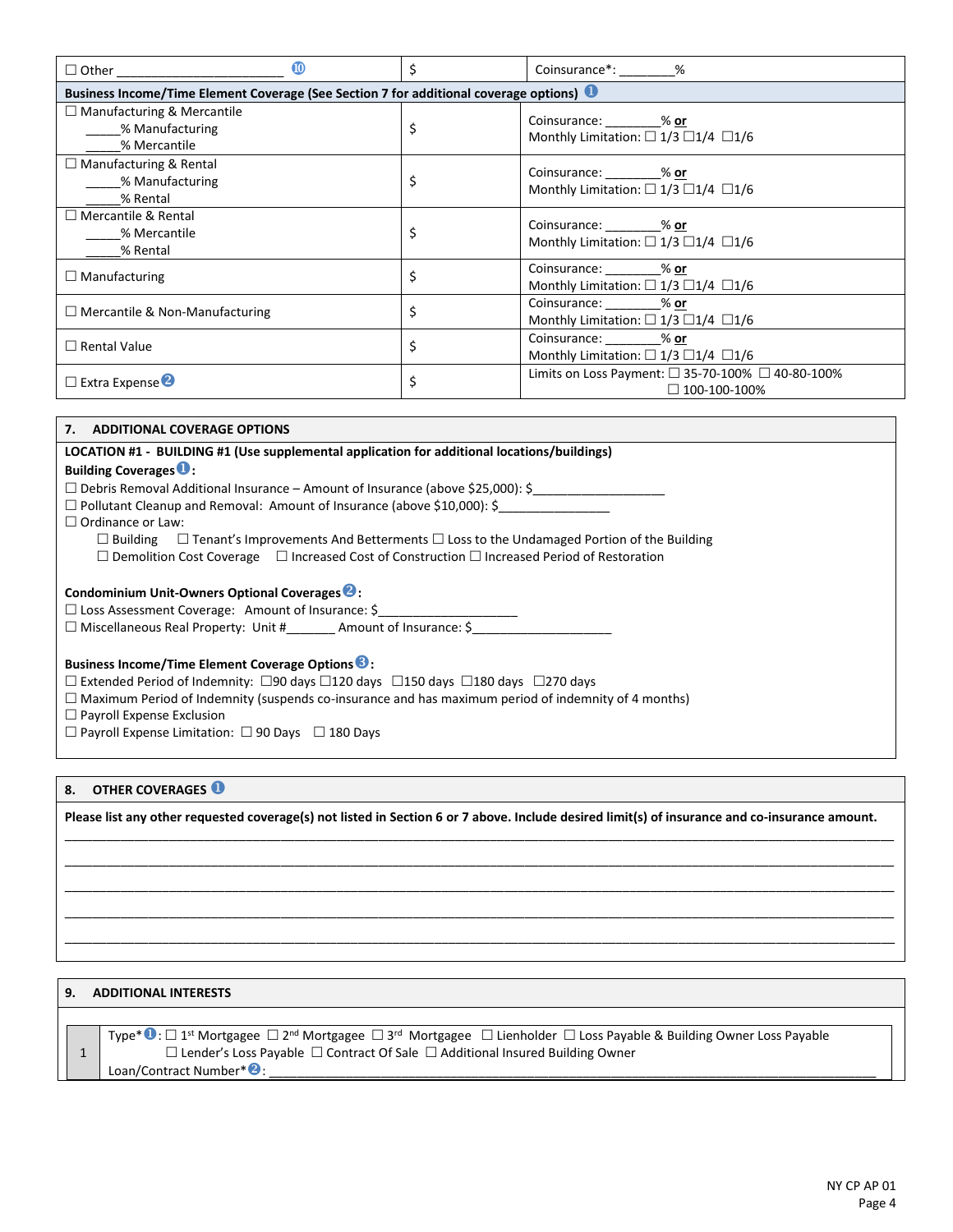| ☐ Other _______________________ ❿ | $ | Coinsurance*: ________% |
|---|---|---|
| **Business Income/Time Element Coverage (See Section 7 for additional coverage options)** ❶ | | |
| ☐ Manufacturing & Mercantile<br>_____% Manufacturing<br>_____% Mercantile | $ | Coinsurance: ________% **or**<br>Monthly Limitation: ☐ 1/3 ☐1/4 ☐1/6 |
| ☐ Manufacturing & Rental<br>_____% Manufacturing<br>_____% Rental | $ | Coinsurance: ________% **or**<br>Monthly Limitation: ☐ 1/3 ☐1/4 ☐1/6 |
| ☐ Mercantile & Rental<br>_____% Mercantile<br>_____% Rental | $ | Coinsurance: ________% **or**<br>Monthly Limitation: ☐ 1/3 ☐1/4 ☐1/6 |
| ☐ Manufacturing | $ | Coinsurance: ________% **or**<br>Monthly Limitation: ☐ 1/3 ☐1/4 ☐1/6 |
| ☐ Mercantile & Non-Manufacturing | $ | Coinsurance: ________% **or**<br>Monthly Limitation: ☐ 1/3 ☐1/4 ☐1/6 |
| ☐ Rental Value | $ | Coinsurance: ________% **or**<br>Monthly Limitation: ☐ 1/3 ☐1/4 ☐1/6 |
| ☐ Extra Expense ❷ | $ | Limits on Loss Payment: ☐ 35-70-100% ☐ 40-80-100%<br>☐ 100-100-100% |

## 7. ADDITIONAL COVERAGE OPTIONS

**LOCATION #1 - BUILDING #1 (Use supplemental application for additional locations/buildings)**

**Building Coverages ❶:**

☐ Debris Removal Additional Insurance – Amount of Insurance (above $25,000): $__________________

☐ Pollutant Cleanup and Removal: Amount of Insurance (above $10,000): $_______________

☐ Ordinance or Law:

- ☐ Building ☐ Tenant's Improvements And Betterments ☐ Loss to the Undamaged Portion of the Building
- ☐ Demolition Cost Coverage ☐ Increased Cost of Construction ☐ Increased Period of Restoration

**Condominium Unit-Owners Optional Coverages ❷:**

☐ Loss Assessment Coverage: Amount of Insurance: $___________________

☐ Miscellaneous Real Property: Unit #_______ Amount of Insurance: $___________________

**Business Income/Time Element Coverage Options ❸:**

☐ Extended Period of Indemnity: ☐90 days ☐120 days ☐150 days ☐180 days ☐270 days

☐ Maximum Period of Indemnity (suspends co-insurance and has maximum period of indemnity of 4 months)

☐ Payroll Expense Exclusion

☐ Payroll Expense Limitation: ☐ 90 Days ☐ 180 Days

## 8. OTHER COVERAGES ❶

**Please list any other requested coverage(s) not listed in Section 6 or 7 above. Include desired limit(s) of insurance and co-insurance amount.**

____________________________________________________________________________________

____________________________________________________________________________________

____________________________________________________________________________________

____________________________________________________________________________________

____________________________________________________________________________________

## 9. ADDITIONAL INTERESTS

| 1 | Type* ❶: ☐ 1st Mortgagee ☐ 2nd Mortgagee ☐ 3rd Mortgagee ☐ Lienholder ☐ Loss Payable & Building Owner Loss Payable<br>☐ Lender's Loss Payable ☐ Contract Of Sale ☐ Additional Insured Building Owner<br>Loan/Contract Number* ❷: ____________________________________________ |
|---|---|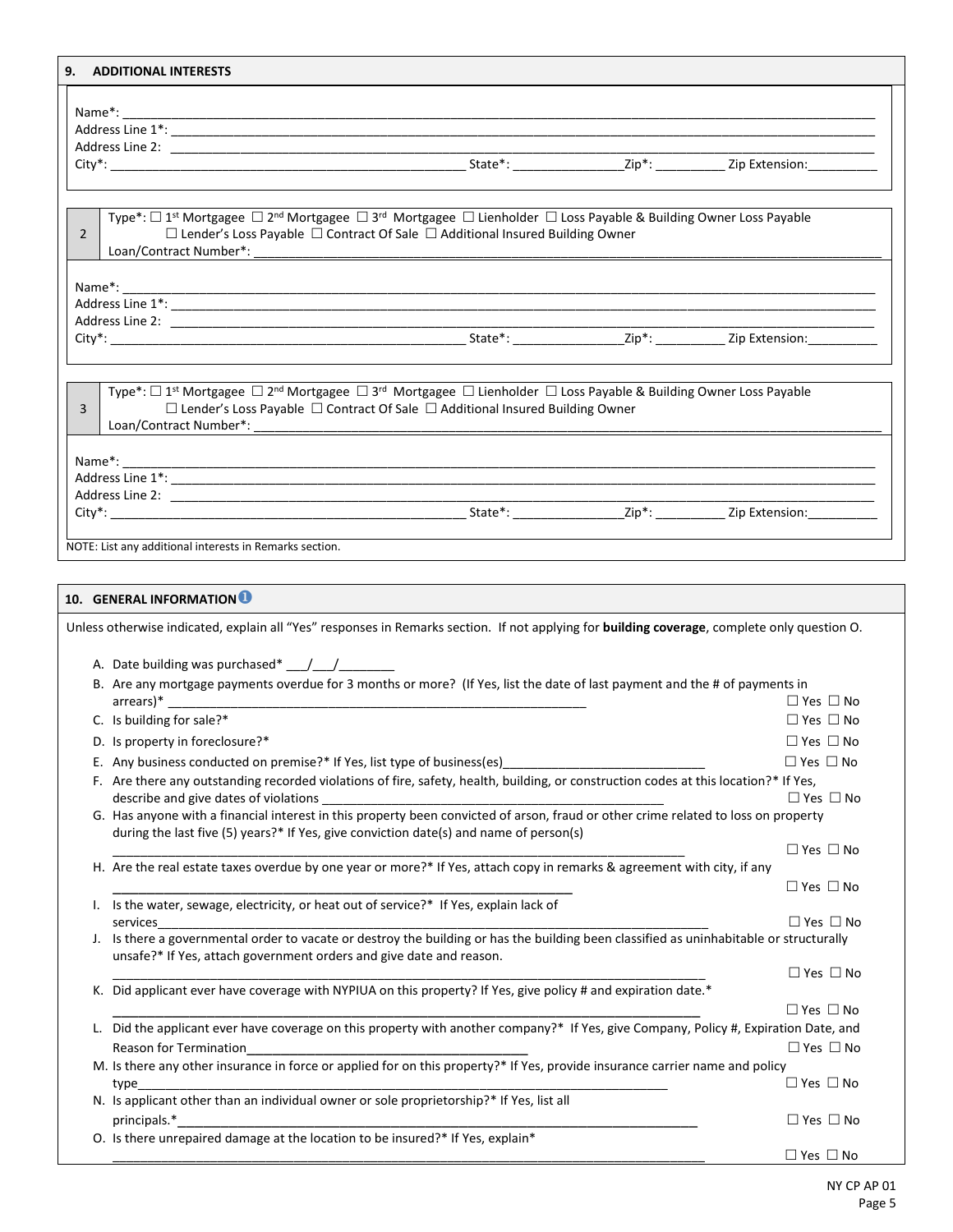## 9. ADDITIONAL INTERESTS

Name*: ____________________________________________
Address Line 1*: ____________________________________________
Address Line 2: ____________________________________________
City*: ______________________ State*: ____________ Zip*: __________ Zip Extension: __________

**2**
Type*: ☐ 1st Mortgagee ☐ 2nd Mortgagee ☐ 3rd Mortgagee ☐ Lienholder ☐ Loss Payable & Building Owner Loss Payable
☐ Lender's Loss Payable ☐ Contract Of Sale ☐ Additional Insured Building Owner
Loan/Contract Number*: ____________________________________________

Name*: ____________________________________________
Address Line 1*: ____________________________________________
Address Line 2: ____________________________________________
City*: ______________________ State*: ____________ Zip*: __________ Zip Extension: __________

**3**
Type*: ☐ 1st Mortgagee ☐ 2nd Mortgagee ☐ 3rd Mortgagee ☐ Lienholder ☐ Loss Payable & Building Owner Loss Payable
☐ Lender's Loss Payable ☐ Contract Of Sale ☐ Additional Insured Building Owner
Loan/Contract Number*: ____________________________________________

Name*: ____________________________________________
Address Line 1*: ____________________________________________
Address Line 2: ____________________________________________
City*: ______________________ State*: ____________ Zip*: __________ Zip Extension: __________

NOTE: List any additional interests in Remarks section.

## 10. GENERAL INFORMATION

Unless otherwise indicated, explain all "Yes" responses in Remarks section. If not applying for **building coverage**, complete only question O.

A. Date building was purchased* ___/___/________

B. Are any mortgage payments overdue for 3 months or more? (If Yes, list the date of last payment and the # of payments in arrears)* ______________________ ☐ Yes ☐ No

C. Is building for sale?* ☐ Yes ☐ No

D. Is property in foreclosure?* ☐ Yes ☐ No

E. Any business conducted on premise?* If Yes, list type of business(es)______________________ ☐ Yes ☐ No

F. Are there any outstanding recorded violations of fire, safety, health, building, or construction codes at this location?* If Yes, describe and give dates of violations ______________________ ☐ Yes ☐ No

G. Has anyone with a financial interest in this property been convicted of arson, fraud or other crime related to loss on property during the last five (5) years?* If Yes, give conviction date(s) and name of person(s) ______________________ ☐ Yes ☐ No

H. Are the real estate taxes overdue by one year or more?* If Yes, attach copy in remarks & agreement with city, if any ______________________ ☐ Yes ☐ No

I. Is the water, sewage, electricity, or heat out of service?* If Yes, explain lack of services______________________ ☐ Yes ☐ No

J. Is there a governmental order to vacate or destroy the building or has the building been classified as uninhabitable or structurally unsafe?* If Yes, attach government orders and give date and reason. ______________________ ☐ Yes ☐ No

K. Did applicant ever have coverage with NYPIUA on this property? If Yes, give policy # and expiration date.* ______________________ ☐ Yes ☐ No

L. Did the applicant ever have coverage on this property with another company?* If Yes, give Company, Policy #, Expiration Date, and Reason for Termination______________________ ☐ Yes ☐ No

M. Is there any other insurance in force or applied for on this property?* If Yes, provide insurance carrier name and policy type______________________ ☐ Yes ☐ No

N. Is applicant other than an individual owner or sole proprietorship?* If Yes, list all principals.*______________________ ☐ Yes ☐ No

O. Is there unrepaired damage at the location to be insured?* If Yes, explain* ______________________ ☐ Yes ☐ No

NY CP AP 01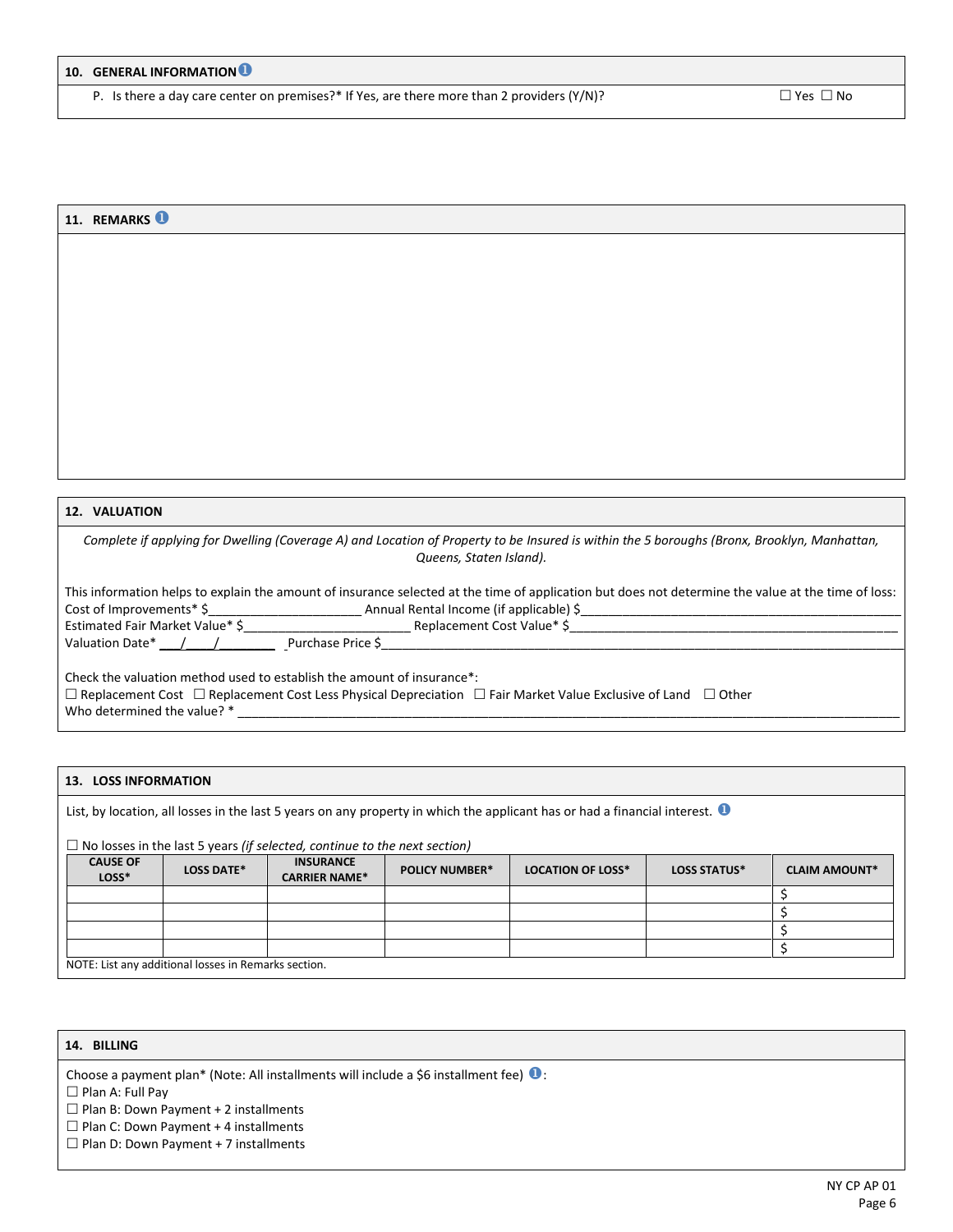## 10. GENERAL INFORMATION ℹ

P. Is there a day care center on premises?* If Yes, are there more than 2 providers (Y/N)? ☐ Yes ☐ No

## 11. REMARKS ℹ

## 12. VALUATION

*Complete if applying for Dwelling (Coverage A) and Location of Property to be Insured is within the 5 boroughs (Bronx, Brooklyn, Manhattan, Queens, Staten Island).*

This information helps to explain the amount of insurance selected at the time of application but does not determine the value at the time of loss:

Cost of Improvements* $_____________________ Annual Rental Income (if applicable) $_____________________

Estimated Fair Market Value* $_____________________ Replacement Cost Value* $_____________________

Valuation Date* ___/___/_______ Purchase Price $_____________________

Check the valuation method used to establish the amount of insurance*:

☐ Replacement Cost ☐ Replacement Cost Less Physical Depreciation ☐ Fair Market Value Exclusive of Land ☐ Other

Who determined the value? * _____________________

## 13. LOSS INFORMATION

List, by location, all losses in the last 5 years on any property in which the applicant has or had a financial interest. ℹ

☐ No losses in the last 5 years *(if selected, continue to the next section)*

| CAUSE OF LOSS* | LOSS DATE* | INSURANCE CARRIER NAME* | POLICY NUMBER* | LOCATION OF LOSS* | LOSS STATUS* | CLAIM AMOUNT* |
|---|---|---|---|---|---|---|
| | | | | | | $ |
| | | | | | | $ |
| | | | | | | $ |
| | | | | | | $ |

NOTE: List any additional losses in Remarks section.

## 14. BILLING

Choose a payment plan* (Note: All installments will include a $6 installment fee) ℹ:

☐ Plan A: Full Pay
☐ Plan B: Down Payment + 2 installments
☐ Plan C: Down Payment + 4 installments
☐ Plan D: Down Payment + 7 installments

NY CP AP 01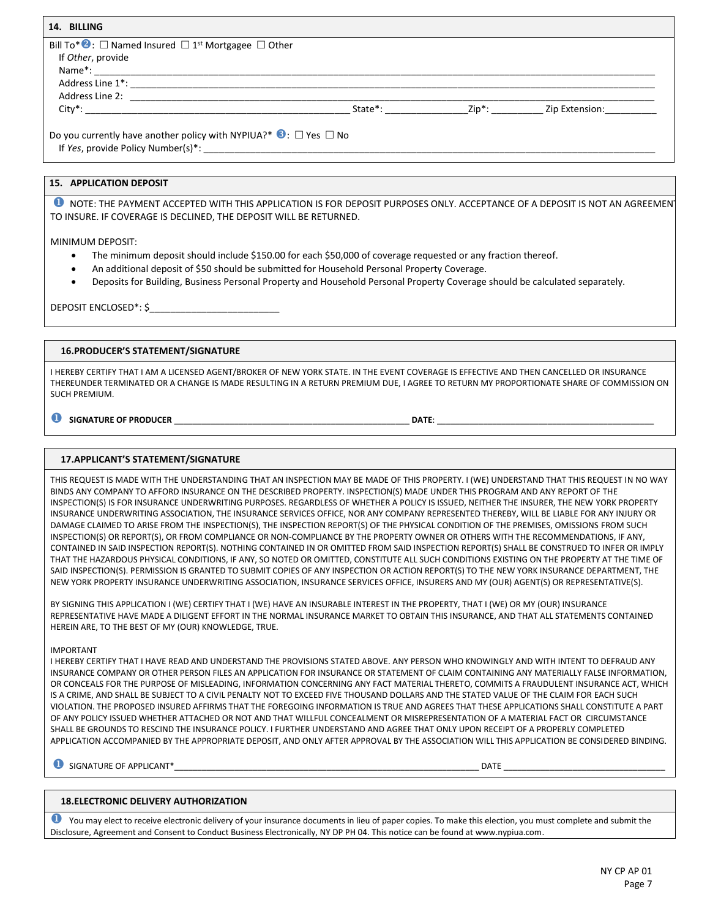## 14. BILLING

Bill To* ❷: ☐ Named Insured ☐ 1st Mortgagee ☐ Other

If *Other*, provide

Name*: ___________________________________________

Address Line 1*: ___________________________________________

Address Line 2: ___________________________________________

City*: ____________________ State*: ____________ Zip*: __________ Zip Extension: __________

Do you currently have another policy with NYPIUA?* ❸: ☐ Yes ☐ No

If *Yes*, provide Policy Number(s)*: ___________________________________________

## 15. APPLICATION DEPOSIT

❶ NOTE: THE PAYMENT ACCEPTED WITH THIS APPLICATION IS FOR DEPOSIT PURPOSES ONLY. ACCEPTANCE OF A DEPOSIT IS NOT AN AGREEMENT TO INSURE. IF COVERAGE IS DECLINED, THE DEPOSIT WILL BE RETURNED.

MINIMUM DEPOSIT:

- The minimum deposit should include $150.00 for each $50,000 of coverage requested or any fraction thereof.
- An additional deposit of $50 should be submitted for Household Personal Property Coverage.
- Deposits for Building, Business Personal Property and Household Personal Property Coverage should be calculated separately.

DEPOSIT ENCLOSED*: $________________________

## 16. PRODUCER'S STATEMENT/SIGNATURE

I HEREBY CERTIFY THAT I AM A LICENSED AGENT/BROKER OF NEW YORK STATE. IN THE EVENT COVERAGE IS EFFECTIVE AND THEN CANCELLED OR INSURANCE THEREUNDER TERMINATED OR A CHANGE IS MADE RESULTING IN A RETURN PREMIUM DUE, I AGREE TO RETURN MY PROPORTIONATE SHARE OF COMMISSION ON SUCH PREMIUM.

❶ **SIGNATURE OF PRODUCER** ________________________________ **DATE**: ________________________________

## 17. APPLICANT'S STATEMENT/SIGNATURE

THIS REQUEST IS MADE WITH THE UNDERSTANDING THAT AN INSPECTION MAY BE MADE OF THIS PROPERTY. I (WE) UNDERSTAND THAT THIS REQUEST IN NO WAY BINDS ANY COMPANY TO AFFORD INSURANCE ON THE DESCRIBED PROPERTY. INSPECTION(S) MADE UNDER THIS PROGRAM AND ANY REPORT OF THE INSPECTION(S) IS FOR INSURANCE UNDERWRITING PURPOSES. REGARDLESS OF WHETHER A POLICY IS ISSUED, NEITHER THE INSURER, THE NEW YORK PROPERTY INSURANCE UNDERWRITING ASSOCIATION, THE INSURANCE SERVICES OFFICE, NOR ANY COMPANY REPRESENTED THEREBY, WILL BE LIABLE FOR ANY INJURY OR DAMAGE CLAIMED TO ARISE FROM THE INSPECTION(S), THE INSPECTION REPORT(S) OF THE PHYSICAL CONDITION OF THE PREMISES, OMISSIONS FROM SUCH INSPECTION(S) OR REPORT(S), OR FROM COMPLIANCE OR NON-COMPLIANCE BY THE PROPERTY OWNER OR OTHERS WITH THE RECOMMENDATIONS, IF ANY, CONTAINED IN SAID INSPECTION REPORT(S). NOTHING CONTAINED IN OR OMITTED FROM SAID INSPECTION REPORT(S) SHALL BE CONSTRUED TO INFER OR IMPLY THAT THE HAZARDOUS PHYSICAL CONDITIONS, IF ANY, SO NOTED OR OMITTED, CONSTITUTE ALL SUCH CONDITIONS EXISTING ON THE PROPERTY AT THE TIME OF SAID INSPECTION(S). PERMISSION IS GRANTED TO SUBMIT COPIES OF ANY INSPECTION OR ACTION REPORT(S) TO THE NEW YORK INSURANCE DEPARTMENT, THE NEW YORK PROPERTY INSURANCE UNDERWRITING ASSOCIATION, INSURANCE SERVICES OFFICE, INSURERS AND MY (OUR) AGENT(S) OR REPRESENTATIVE(S).

BY SIGNING THIS APPLICATION I (WE) CERTIFY THAT I (WE) HAVE AN INSURABLE INTEREST IN THE PROPERTY, THAT I (WE) OR MY (OUR) INSURANCE REPRESENTATIVE HAVE MADE A DILIGENT EFFORT IN THE NORMAL INSURANCE MARKET TO OBTAIN THIS INSURANCE, AND THAT ALL STATEMENTS CONTAINED HEREIN ARE, TO THE BEST OF MY (OUR) KNOWLEDGE, TRUE.

IMPORTANT

I HEREBY CERTIFY THAT I HAVE READ AND UNDERSTAND THE PROVISIONS STATED ABOVE. ANY PERSON WHO KNOWINGLY AND WITH INTENT TO DEFRAUD ANY INSURANCE COMPANY OR OTHER PERSON FILES AN APPLICATION FOR INSURANCE OR STATEMENT OF CLAIM CONTAINING ANY MATERIALLY FALSE INFORMATION, OR CONCEALS FOR THE PURPOSE OF MISLEADING, INFORMATION CONCERNING ANY FACT MATERIAL THERETO, COMMITS A FRAUDULENT INSURANCE ACT, WHICH IS A CRIME, AND SHALL BE SUBJECT TO A CIVIL PENALTY NOT TO EXCEED FIVE THOUSAND DOLLARS AND THE STATED VALUE OF THE CLAIM FOR EACH SUCH VIOLATION. THE PROPOSED INSURED AFFIRMS THAT THE FOREGOING INFORMATION IS TRUE AND AGREES THAT THESE APPLICATIONS SHALL CONSTITUTE A PART OF ANY POLICY ISSUED WHETHER ATTACHED OR NOT AND THAT WILLFUL CONCEALMENT OR MISREPRESENTATION OF A MATERIAL FACT OR CIRCUMSTANCE SHALL BE GROUNDS TO RESCIND THE INSURANCE POLICY. I FURTHER UNDERSTAND AND AGREE THAT ONLY UPON RECEIPT OF A PROPERLY COMPLETED APPLICATION ACCOMPANIED BY THE APPROPRIATE DEPOSIT, AND ONLY AFTER APPROVAL BY THE ASSOCIATION WILL THIS APPLICATION BE CONSIDERED BINDING.

❶ SIGNATURE OF APPLICANT*________________________________ DATE ________________________________

## 18. ELECTRONIC DELIVERY AUTHORIZATION

❶ You may elect to receive electronic delivery of your insurance documents in lieu of paper copies. To make this election, you must complete and submit the Disclosure, Agreement and Consent to Conduct Business Electronically, NY DP PH 04. This notice can be found at www.nypiua.com.

NY CP AP 01